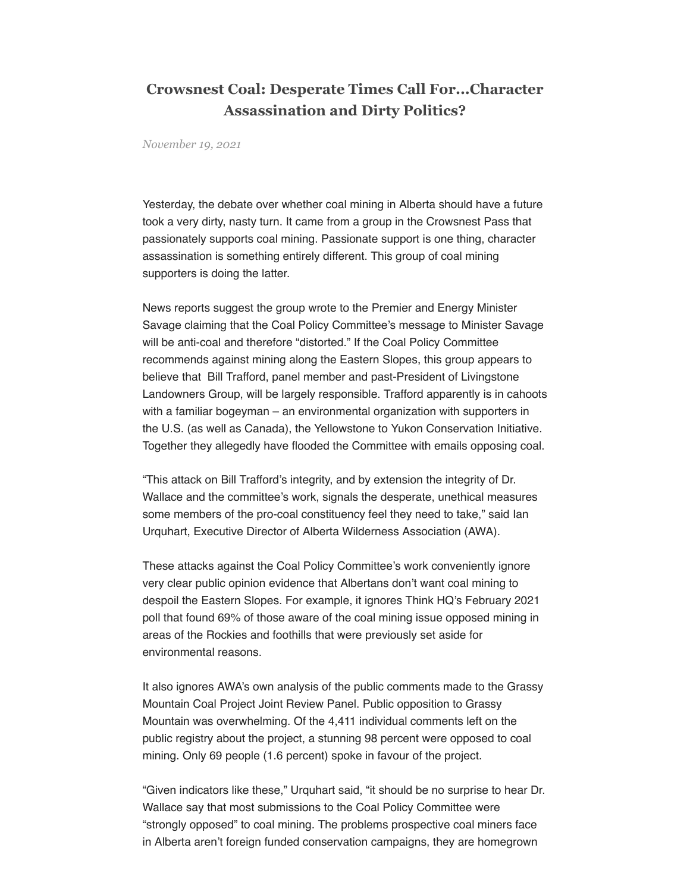# Crowsnest Coal: Desperate Times Call For…Character Assassination and Dirty Politics?

*November 19, 2021*

Yesterday, the debate over whether coal mining in Alberta should have a future took a very dirty, nasty turn. It came from a group in the Crowsnest Pass that passionately supports coal mining. Passionate support is one thing, character assassination is something entirely different. This group of coal mining supporters is doing the latter.

News reports suggest the group wrote to the Premier and Energy Minister Savage claiming that the Coal Policy Committee's message to Minister Savage will be anti-coal and therefore "distorted." If the Coal Policy Committee recommends against mining along the Eastern Slopes, this group appears to believe that Bill Trafford, panel member and past-President of Livingstone Landowners Group, will be largely responsible. Trafford apparently is in cahoots with a familiar bogeyman – an environmental organization with supporters in the U.S. (as well as Canada), the Yellowstone to Yukon Conservation Initiative. Together they allegedly have flooded the Committee with emails opposing coal.

"This attack on Bill Trafford's integrity, and by extension the integrity of Dr. Wallace and the committee's work, signals the desperate, unethical measures some members of the pro-coal constituency feel they need to take," said Ian Urquhart, Executive Director of Alberta Wilderness Association (AWA).

These attacks against the Coal Policy Committee's work conveniently ignore very clear public opinion evidence that Albertans don't want coal mining to despoil the Eastern Slopes. For example, it ignores Think HQ's February 2021 poll that found 69% of those aware of the coal mining issue opposed mining in areas of the Rockies and foothills that were previously set aside for environmental reasons.

It also ignores AWA's own analysis of the public comments made to the Grassy Mountain Coal Project Joint Review Panel. Public opposition to Grassy Mountain was overwhelming. Of the 4,411 individual comments left on the public registry about the project, a stunning 98 percent were opposed to coal mining. Only 69 people (1.6 percent) spoke in favour of the project.

"Given indicators like these," Urquhart said, "it should be no surprise to hear Dr. Wallace say that most submissions to the Coal Policy Committee were "strongly opposed" to coal mining. The problems prospective coal miners face in Alberta aren't foreign funded conservation campaigns, they are homegrown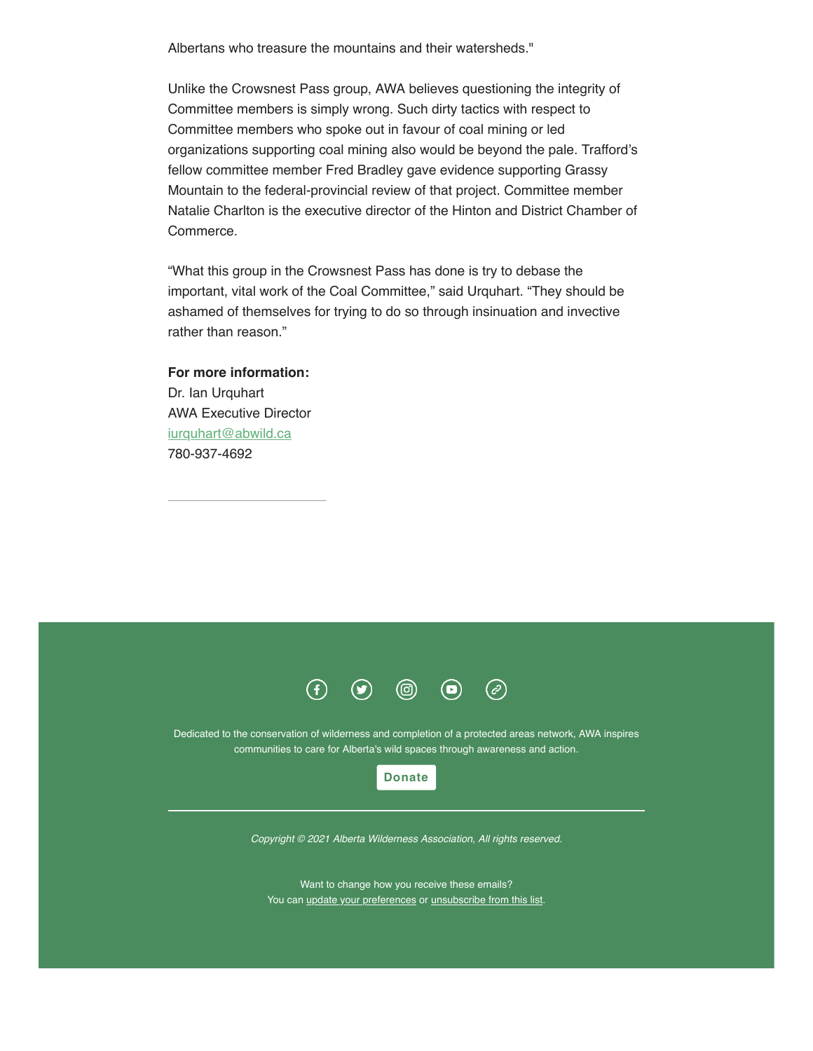Albertans who treasure the mountains and their watersheds."

Unlike the Crowsnest Pass group, AWA believes questioning the integrity of Committee members is simply wrong. Such dirty tactics with respect to Committee members who spoke out in favour of coal mining or led organizations supporting coal mining also would be beyond the pale. Trafford's fellow committee member Fred Bradley gave evidence supporting Grassy Mountain to the federal-provincial review of that project. Committee member Natalie Charlton is the executive director of the Hinton and District Chamber of Commerce.

"What this group in the Crowsnest Pass has done is try to debase the important, vital work of the Coal Committee," said Urquhart. "They should be ashamed of themselves for trying to do so through insinuation and invective rather than reason."

**For more information:**
Dr. Ian Urquhart
AWA Executive Director
iurquhart@abwild.ca
780-937-4692

---

Dedicated to the conservation of wilderness and completion of a protected areas network, AWA inspires communities to care for Alberta's wild spaces through awareness and action.

Donate

---

*Copyright © 2021 Alberta Wilderness Association, All rights reserved.*

Want to change how you receive these emails?
You can update your preferences or unsubscribe from this list.